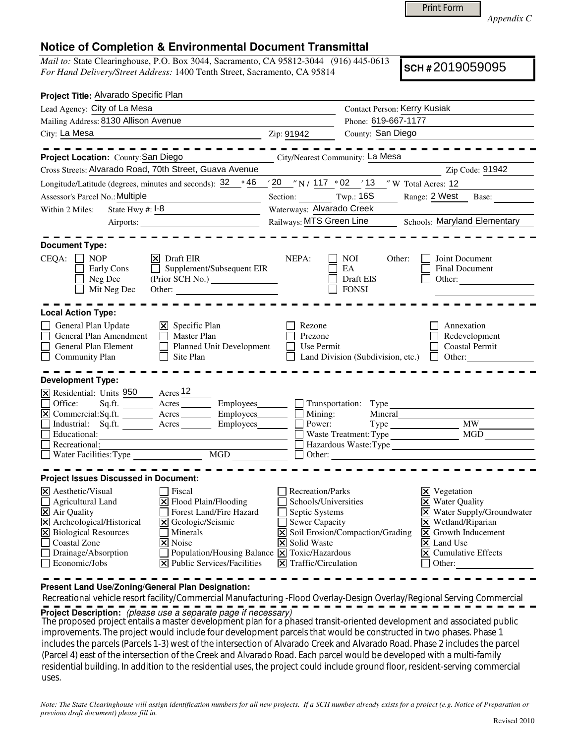Print Form

*Appendix C*

## Notice of Completion & Environmental Document Transmittal

*Mail to:* State Clearinghouse, P.O. Box 3044, Sacramento, CA 95812-3044 (916) 445-0613
*For Hand Delivery/Street Address:* 1400 Tenth Street, Sacramento, CA 95814

**SCH #** 2019059095

**Project Title:** Alvarado Specific Plan

Lead Agency: City of La Mesa
Contact Person: Kerry Kusiak
Mailing Address: 8130 Allison Avenue
Phone: 619-667-1177
City: La Mesa Zip: 91942
County: San Diego

---

**Project Location:** County: San Diego City/Nearest Community: La Mesa
Cross Streets: Alvarado Road, 70th Street, Guava Avenue Zip Code: 91942
Longitude/Latitude (degrees, minutes and seconds): 32 ° 46 ′ 20 ″ N / 117 ° 02 ′ 13 ″ W Total Acres: 12
Assessor's Parcel No.: Multiple Section: ______ Twp.: 16S Range: 2 West Base: ______
Within 2 Miles: State Hwy #: I-8 Waterways: Alvarado Creek
Airports: ______ Railways: MTS Green Line Schools: Maryland Elementary

---

**Document Type:**

CEQA: ☐ NOP ☒ Draft EIR
☐ Early Cons ☐ Supplement/Subsequent EIR
☐ Neg Dec (Prior SCH No.) ______
☐ Mit Neg Dec Other: ______

NEPA: ☐ NOI ☐ EA ☐ Draft EIS ☐ FONSI

Other: ☐ Joint Document ☐ Final Document ☐ Other: ______

---

**Local Action Type:**

☐ General Plan Update ☒ Specific Plan ☐ Rezone ☐ Annexation
☐ General Plan Amendment ☐ Master Plan ☐ Prezone ☐ Redevelopment
☐ General Plan Element ☐ Planned Unit Development ☐ Use Permit ☐ Coastal Permit
☐ Community Plan ☐ Site Plan ☐ Land Division (Subdivision, etc.) ☐ Other: ______

---

**Development Type:**

☒ Residential: Units 950 Acres 12
☐ Office: Sq.ft. ______ Acres ______ Employees ______
☒ Commercial: Sq.ft. ______ Acres ______ Employees ______
☐ Industrial: Sq.ft. ______ Acres ______ Employees ______
☐ Educational: ______
☐ Recreational: ______
☐ Water Facilities: Type ______ MGD ______
☐ Transportation: Type ______
☐ Mining: Mineral ______
☐ Power: Type ______ MW ______
☐ Waste Treatment: Type ______ MGD ______
☐ Hazardous Waste: Type ______
☐ Other: ______

---

**Project Issues Discussed in Document:**

☒ Aesthetic/Visual ☐ Fiscal ☐ Recreation/Parks ☒ Vegetation
☐ Agricultural Land ☒ Flood Plain/Flooding ☐ Schools/Universities ☒ Water Quality
☒ Air Quality ☐ Forest Land/Fire Hazard ☐ Septic Systems ☒ Water Supply/Groundwater
☒ Archeological/Historical ☒ Geologic/Seismic ☐ Sewer Capacity ☒ Wetland/Riparian
☒ Biological Resources ☐ Minerals ☒ Soil Erosion/Compaction/Grading ☒ Growth Inducement
☐ Coastal Zone ☒ Noise ☒ Solid Waste ☒ Land Use
☐ Drainage/Absorption ☐ Population/Housing Balance ☒ Toxic/Hazardous ☒ Cumulative Effects
☐ Economic/Jobs ☒ Public Services/Facilities ☒ Traffic/Circulation ☐ Other: ______

---

**Present Land Use/Zoning/General Plan Designation:**

Recreational vehicle resort facility/Commercial Manufacturing -Flood Overlay-Design Overlay/Regional Serving Commercial

**Project Description:** *(please use a separate page if necessary)*

The proposed project entails a master development plan for a phased transit-oriented development and associated public improvements. The project would include four development parcels that would be constructed in two phases. Phase 1 includes the parcels (Parcels 1-3) west of the intersection of Alvarado Creek and Alvarado Road. Phase 2 includes the parcel (Parcel 4) east of the intersection of the Creek and Alvarado Road. Each parcel would be developed with a multi-family residential building. In addition to the residential uses, the project could include ground floor, resident-serving commercial uses.

*Note: The State Clearinghouse will assign identification numbers for all new projects. If a SCH number already exists for a project (e.g. Notice of Preparation or previous draft document) please fill in.*

Revised 2010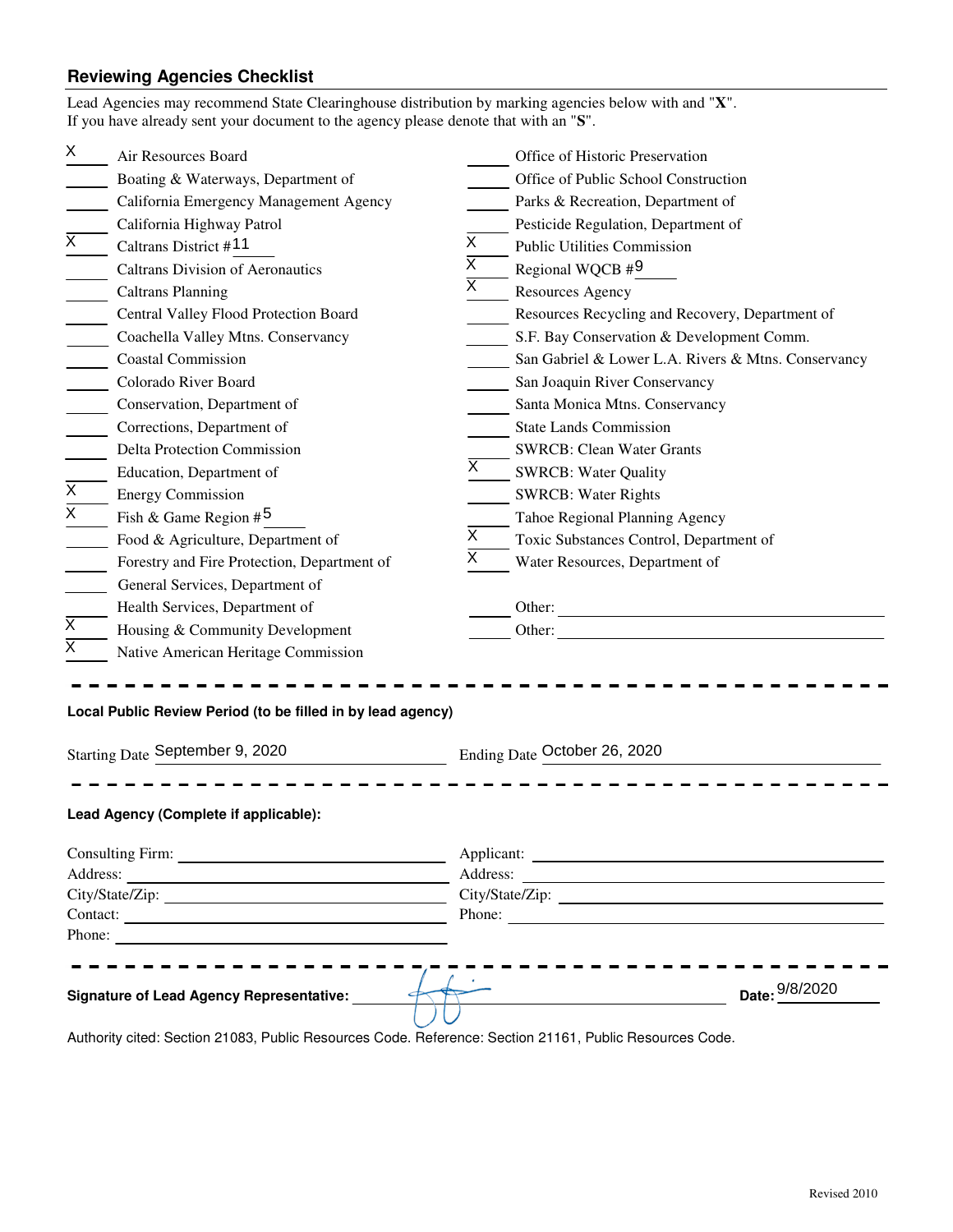## Reviewing Agencies Checklist

Lead Agencies may recommend State Clearinghouse distribution by marking agencies below with and "**X**".
If you have already sent your document to the agency please denote that with an "**S**".

| | | | |
|---|---|---|---|
| X | Air Resources Board | | Office of Historic Preservation |
| | Boating & Waterways, Department of | | Office of Public School Construction |
| | California Emergency Management Agency | | Parks & Recreation, Department of |
| | California Highway Patrol | | Pesticide Regulation, Department of |
| X | Caltrans District #11 | X | Public Utilities Commission |
| | Caltrans Division of Aeronautics | X | Regional WQCB #9 |
| | Caltrans Planning | X | Resources Agency |
| | Central Valley Flood Protection Board | | Resources Recycling and Recovery, Department of |
| | Coachella Valley Mtns. Conservancy | | S.F. Bay Conservation & Development Comm. |
| | Coastal Commission | | San Gabriel & Lower L.A. Rivers & Mtns. Conservancy |
| | Colorado River Board | | San Joaquin River Conservancy |
| | Conservation, Department of | | Santa Monica Mtns. Conservancy |
| | Corrections, Department of | | State Lands Commission |
| | Delta Protection Commission | | SWRCB: Clean Water Grants |
| | Education, Department of | X | SWRCB: Water Quality |
| X | Energy Commission | | SWRCB: Water Rights |
| X | Fish & Game Region #5 | | Tahoe Regional Planning Agency |
| | Food & Agriculture, Department of | X | Toxic Substances Control, Department of |
| | Forestry and Fire Protection, Department of | X | Water Resources, Department of |
| | General Services, Department of | | |
| | Health Services, Department of | | Other: |
| X | Housing & Community Development | | Other: |
| X | Native American Heritage Commission | | |

**Local Public Review Period (to be filled in by lead agency)**

Starting Date September 9, 2020

Ending Date October 26, 2020

**Lead Agency (Complete if applicable):**

Consulting Firm:
Address:
City/State/Zip:
Contact:
Phone:

Applicant:
Address:
City/State/Zip:
Phone:

**Signature of Lead Agency Representative:** [signature]

**Date:** 9/8/2020

Authority cited: Section 21083, Public Resources Code. Reference: Section 21161, Public Resources Code.

Revised 2010